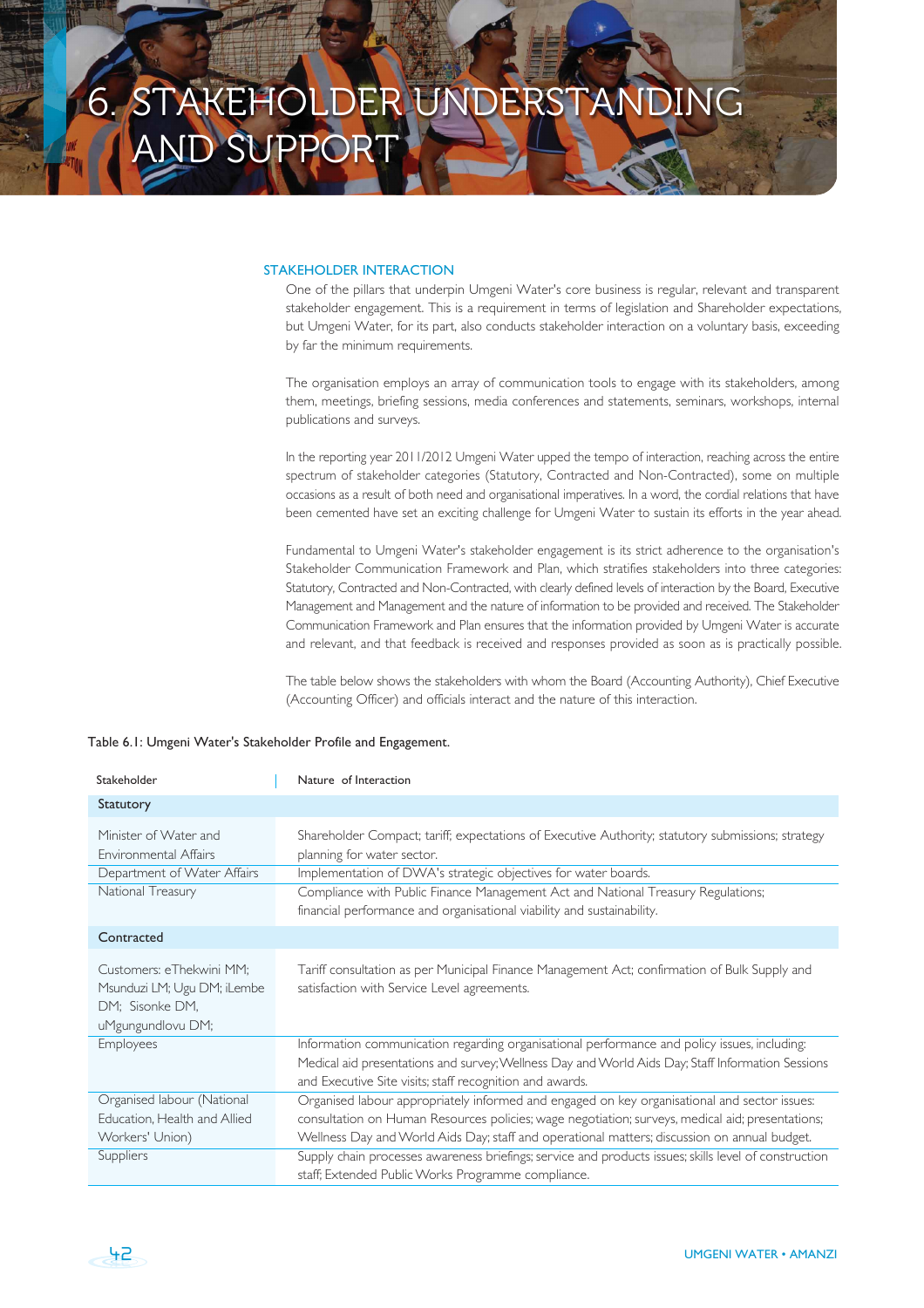# 6. STAKEHOLDER UNDERSTANDING AND SUPPORT

## STAKEHOLDER INTERACTION

One of the pillars that underpin Umgeni Water's core business is regular, relevant and transparent stakeholder engagement. This is a requirement in terms of legislation and Shareholder expectations, but Umgeni Water, for its part, also conducts stakeholder interaction on a voluntary basis, exceeding by far the minimum requirements.

The organisation employs an array of communication tools to engage with its stakeholders, among them, meetings, briefing sessions, media conferences and statements, seminars, workshops, internal publications and surveys.

In the reporting year 2011/2012 Umgeni Water upped the tempo of interaction, reaching across the entire spectrum of stakeholder categories (Statutory, Contracted and Non-Contracted), some on multiple occasions as a result of both need and organisational imperatives. In a word, the cordial relations that have been cemented have set an exciting challenge for Umgeni Water to sustain its efforts in the year ahead.

Fundamental to Umgeni Water's stakeholder engagement is its strict adherence to the organisation's Stakeholder Communication Framework and Plan, which stratifies stakeholders into three categories: Statutory, Contracted and Non-Contracted, with clearly defined levels of interaction by the Board, Executive Management and Management and the nature of information to be provided and received. The Stakeholder Communication Framework and Plan ensures that the information provided by Umgeni Water is accurate and relevant, and that feedback is received and responses provided as soon as is practically possible.

The table below shows the stakeholders with whom the Board (Accounting Authority), Chief Executive (Accounting Officer) and officials interact and the nature of this interaction.

Table 6.1: Umgeni Water's Stakeholder Profile and Engagement.

| Stakeholder | Nature of Interaction |
|---|---|
| **Statutory** | |
| Minister of Water and Environmental Affairs | Shareholder Compact; tariff; expectations of Executive Authority; statutory submissions; strategy planning for water sector. |
| Department of Water Affairs | Implementation of DWA's strategic objectives for water boards. |
| National Treasury | Compliance with Public Finance Management Act and National Treasury Regulations; financial performance and organisational viability and sustainability. |
| **Contracted** | |
| Customers: eThekwini MM; Msunduzi LM; Ugu DM; iLembe DM; Sisonke DM, uMgungundlovu DM; | Tariff consultation as per Municipal Finance Management Act; confirmation of Bulk Supply and satisfaction with Service Level agreements. |
| Employees | Information communication regarding organisational performance and policy issues, including: Medical aid presentations and survey; Wellness Day and World Aids Day; Staff Information Sessions and Executive Site visits; staff recognition and awards. |
| Organised labour (National Education, Health and Allied Workers' Union) | Organised labour appropriately informed and engaged on key organisational and sector issues: consultation on Human Resources policies; wage negotiation; surveys, medical aid; presentations; Wellness Day and World Aids Day; staff and operational matters; discussion on annual budget. |
| Suppliers | Supply chain processes awareness briefings; service and products issues; skills level of construction staff; Extended Public Works Programme compliance. |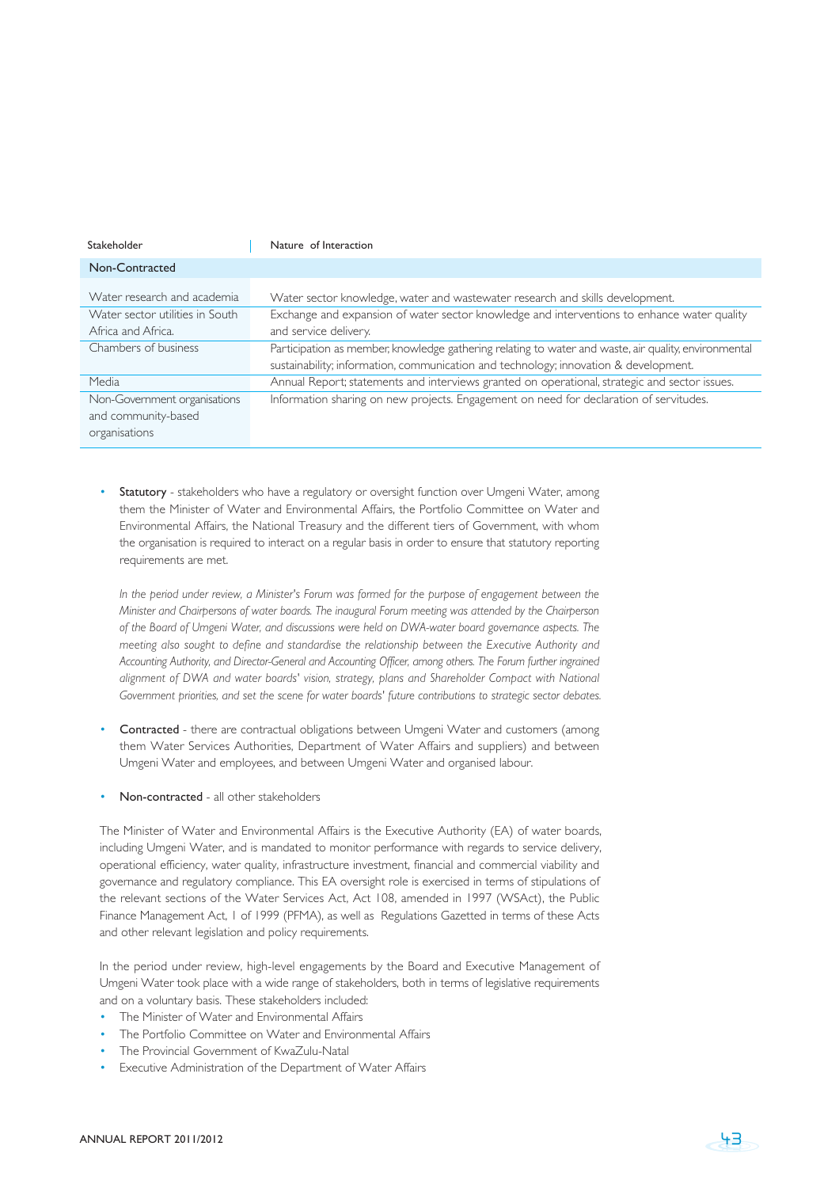| Stakeholder | Nature of Interaction |
|---|---|
| **Non-Contracted** | |
| Water research and academia | Water sector knowledge, water and wastewater research and skills development. |
| Water sector utilities in South Africa and Africa. | Exchange and expansion of water sector knowledge and interventions to enhance water quality and service delivery. |
| Chambers of business | Participation as member, knowledge gathering relating to water and waste, air quality, environmental sustainability; information, communication and technology; innovation & development. |
| Media | Annual Report; statements and interviews granted on operational, strategic and sector issues. |
| Non-Government organisations and community-based organisations | Information sharing on new projects. Engagement on need for declaration of servitudes. |

- **Statutory** - stakeholders who have a regulatory or oversight function over Umgeni Water, among them the Minister of Water and Environmental Affairs, the Portfolio Committee on Water and Environmental Affairs, the National Treasury and the different tiers of Government, with whom the organisation is required to interact on a regular basis in order to ensure that statutory reporting requirements are met.

  *In the period under review, a Minister's Forum was formed for the purpose of engagement between the Minister and Chairpersons of water boards. The inaugural Forum meeting was attended by the Chairperson of the Board of Umgeni Water, and discussions were held on DWA-water board governance aspects. The meeting also sought to define and standardise the relationship between the Executive Authority and Accounting Authority, and Director-General and Accounting Officer, among others. The Forum further ingrained alignment of DWA and water boards' vision, strategy, plans and Shareholder Compact with National Government priorities, and set the scene for water boards' future contributions to strategic sector debates.*

- **Contracted** - there are contractual obligations between Umgeni Water and customers (among them Water Services Authorities, Department of Water Affairs and suppliers) and between Umgeni Water and employees, and between Umgeni Water and organised labour.

- **Non-contracted** - all other stakeholders

The Minister of Water and Environmental Affairs is the Executive Authority (EA) of water boards, including Umgeni Water, and is mandated to monitor performance with regards to service delivery, operational efficiency, water quality, infrastructure investment, financial and commercial viability and governance and regulatory compliance. This EA oversight role is exercised in terms of stipulations of the relevant sections of the Water Services Act, Act 108, amended in 1997 (WSAct), the Public Finance Management Act, 1 of 1999 (PFMA), as well as Regulations Gazetted in terms of these Acts and other relevant legislation and policy requirements.

In the period under review, high-level engagements by the Board and Executive Management of Umgeni Water took place with a wide range of stakeholders, both in terms of legislative requirements and on a voluntary basis. These stakeholders included:

- The Minister of Water and Environmental Affairs
- The Portfolio Committee on Water and Environmental Affairs
- The Provincial Government of KwaZulu-Natal
- Executive Administration of the Department of Water Affairs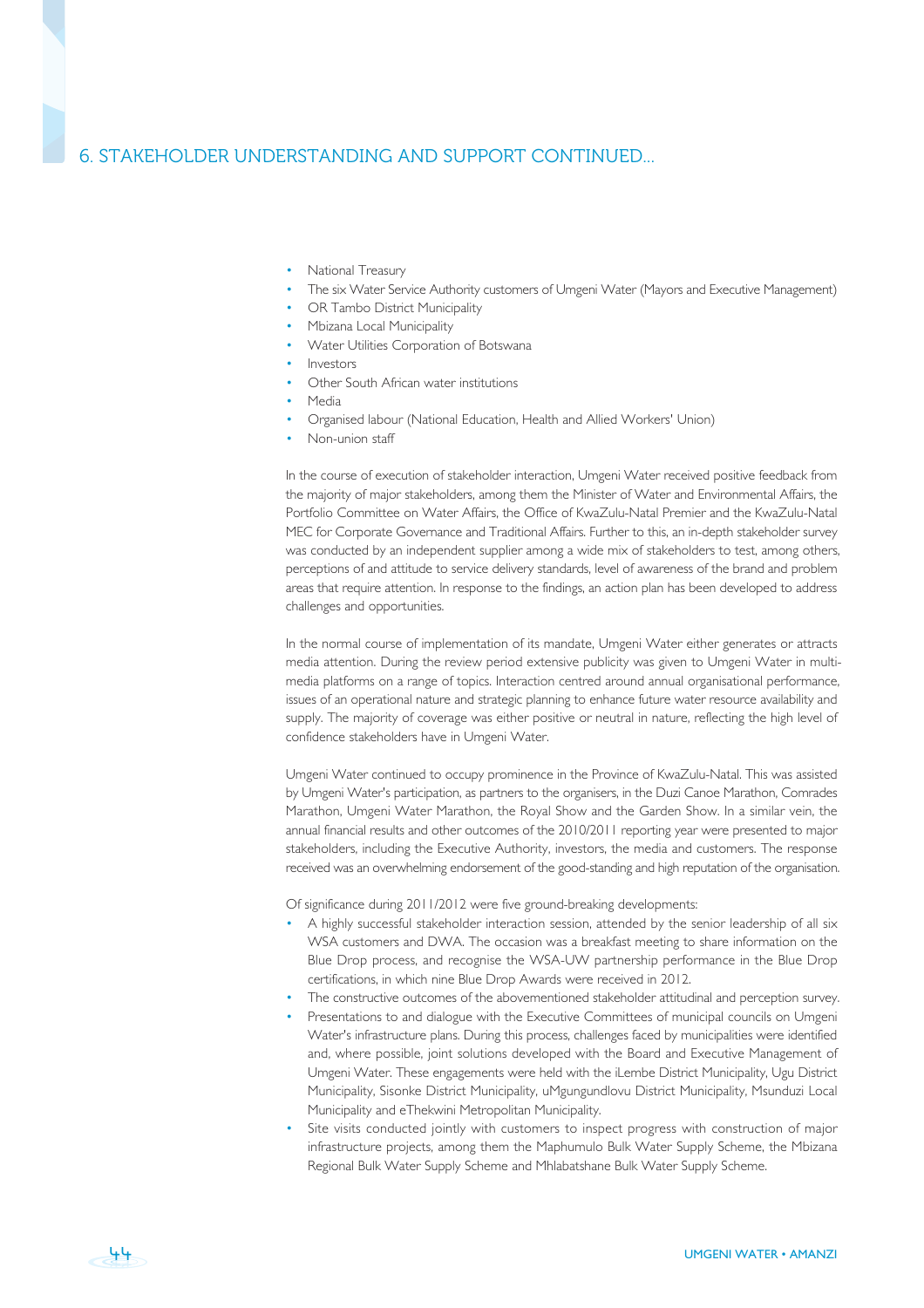## 6. STAKEHOLDER UNDERSTANDING AND SUPPORT CONTINUED...

- National Treasury
- The six Water Service Authority customers of Umgeni Water (Mayors and Executive Management)
- OR Tambo District Municipality
- Mbizana Local Municipality
- Water Utilities Corporation of Botswana
- Investors
- Other South African water institutions
- Media
- Organised labour (National Education, Health and Allied Workers' Union)
- Non-union staff

In the course of execution of stakeholder interaction, Umgeni Water received positive feedback from the majority of major stakeholders, among them the Minister of Water and Environmental Affairs, the Portfolio Committee on Water Affairs, the Office of KwaZulu-Natal Premier and the KwaZulu-Natal MEC for Corporate Governance and Traditional Affairs. Further to this, an in-depth stakeholder survey was conducted by an independent supplier among a wide mix of stakeholders to test, among others, perceptions of and attitude to service delivery standards, level of awareness of the brand and problem areas that require attention. In response to the findings, an action plan has been developed to address challenges and opportunities.

In the normal course of implementation of its mandate, Umgeni Water either generates or attracts media attention. During the review period extensive publicity was given to Umgeni Water in multi-media platforms on a range of topics. Interaction centred around annual organisational performance, issues of an operational nature and strategic planning to enhance future water resource availability and supply. The majority of coverage was either positive or neutral in nature, reflecting the high level of confidence stakeholders have in Umgeni Water.

Umgeni Water continued to occupy prominence in the Province of KwaZulu-Natal. This was assisted by Umgeni Water's participation, as partners to the organisers, in the Duzi Canoe Marathon, Comrades Marathon, Umgeni Water Marathon, the Royal Show and the Garden Show. In a similar vein, the annual financial results and other outcomes of the 2010/2011 reporting year were presented to major stakeholders, including the Executive Authority, investors, the media and customers. The response received was an overwhelming endorsement of the good-standing and high reputation of the organisation.

Of significance during 2011/2012 were five ground-breaking developments:

- A highly successful stakeholder interaction session, attended by the senior leadership of all six WSA customers and DWA. The occasion was a breakfast meeting to share information on the Blue Drop process, and recognise the WSA-UW partnership performance in the Blue Drop certifications, in which nine Blue Drop Awards were received in 2012.
- The constructive outcomes of the abovementioned stakeholder attitudinal and perception survey.
- Presentations to and dialogue with the Executive Committees of municipal councils on Umgeni Water's infrastructure plans. During this process, challenges faced by municipalities were identified and, where possible, joint solutions developed with the Board and Executive Management of Umgeni Water. These engagements were held with the iLembe District Municipality, Ugu District Municipality, Sisonke District Municipality, uMgungundlovu District Municipality, Msunduzi Local Municipality and eThekwini Metropolitan Municipality.
- Site visits conducted jointly with customers to inspect progress with construction of major infrastructure projects, among them the Maphumulo Bulk Water Supply Scheme, the Mbizana Regional Bulk Water Supply Scheme and Mhlabatshane Bulk Water Supply Scheme.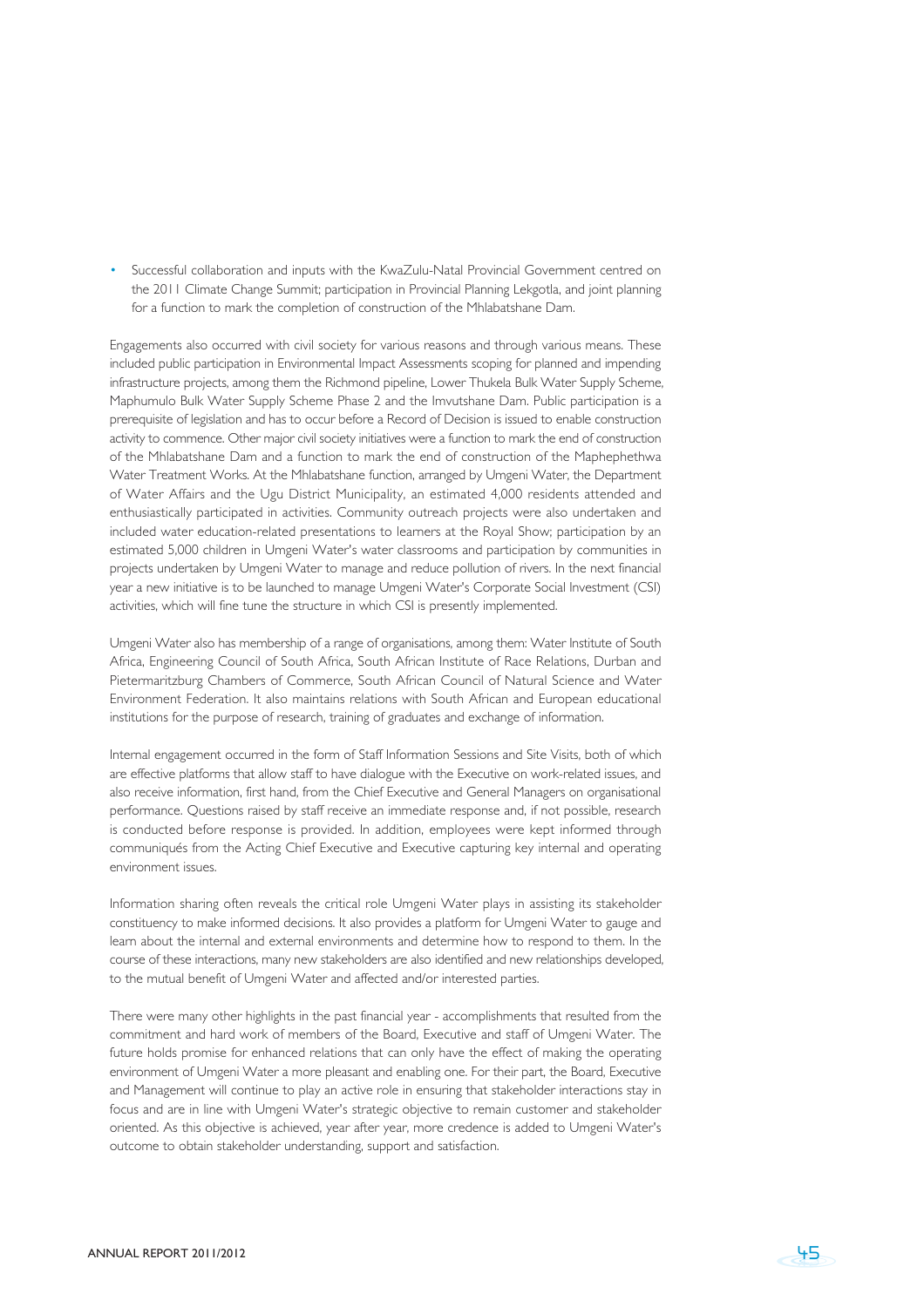- Successful collaboration and inputs with the KwaZulu-Natal Provincial Government centred on the 2011 Climate Change Summit; participation in Provincial Planning Lekgotla, and joint planning for a function to mark the completion of construction of the Mhlabatshane Dam.

Engagements also occurred with civil society for various reasons and through various means. These included public participation in Environmental Impact Assessments scoping for planned and impending infrastructure projects, among them the Richmond pipeline, Lower Thukela Bulk Water Supply Scheme, Maphumulo Bulk Water Supply Scheme Phase 2 and the Imvutshane Dam. Public participation is a prerequisite of legislation and has to occur before a Record of Decision is issued to enable construction activity to commence. Other major civil society initiatives were a function to mark the end of construction of the Mhlabatshane Dam and a function to mark the end of construction of the Maphephethwa Water Treatment Works. At the Mhlabatshane function, arranged by Umgeni Water, the Department of Water Affairs and the Ugu District Municipality, an estimated 4,000 residents attended and enthusiastically participated in activities. Community outreach projects were also undertaken and included water education-related presentations to learners at the Royal Show; participation by an estimated 5,000 children in Umgeni Water's water classrooms and participation by communities in projects undertaken by Umgeni Water to manage and reduce pollution of rivers. In the next financial year a new initiative is to be launched to manage Umgeni Water's Corporate Social Investment (CSI) activities, which will fine tune the structure in which CSI is presently implemented.

Umgeni Water also has membership of a range of organisations, among them: Water Institute of South Africa, Engineering Council of South Africa, South African Institute of Race Relations, Durban and Pietermaritzburg Chambers of Commerce, South African Council of Natural Science and Water Environment Federation. It also maintains relations with South African and European educational institutions for the purpose of research, training of graduates and exchange of information.

Internal engagement occurred in the form of Staff Information Sessions and Site Visits, both of which are effective platforms that allow staff to have dialogue with the Executive on work-related issues, and also receive information, first hand, from the Chief Executive and General Managers on organisational performance. Questions raised by staff receive an immediate response and, if not possible, research is conducted before response is provided. In addition, employees were kept informed through communiqués from the Acting Chief Executive and Executive capturing key internal and operating environment issues.

Information sharing often reveals the critical role Umgeni Water plays in assisting its stakeholder constituency to make informed decisions. It also provides a platform for Umgeni Water to gauge and learn about the internal and external environments and determine how to respond to them. In the course of these interactions, many new stakeholders are also identified and new relationships developed, to the mutual benefit of Umgeni Water and affected and/or interested parties.

There were many other highlights in the past financial year - accomplishments that resulted from the commitment and hard work of members of the Board, Executive and staff of Umgeni Water. The future holds promise for enhanced relations that can only have the effect of making the operating environment of Umgeni Water a more pleasant and enabling one. For their part, the Board, Executive and Management will continue to play an active role in ensuring that stakeholder interactions stay in focus and are in line with Umgeni Water's strategic objective to remain customer and stakeholder oriented. As this objective is achieved, year after year, more credence is added to Umgeni Water's outcome to obtain stakeholder understanding, support and satisfaction.